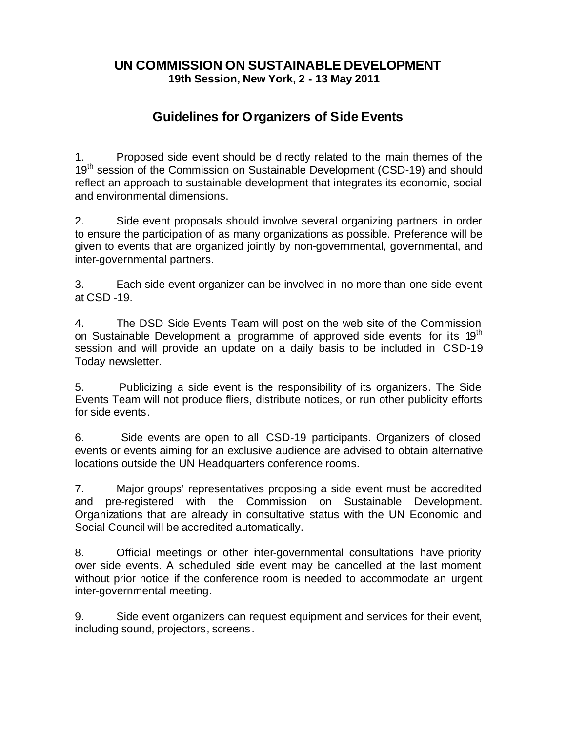# UN COMMISSION ON SUSTAINABLE DEVELOPMENT

**19th Session, New York, 2 - 13 May 2011**

## Guidelines for Organizers of Side Events

1. Proposed side event should be directly related to the main themes of the 19th session of the Commission on Sustainable Development (CSD-19) and should reflect an approach to sustainable development that integrates its economic, social and environmental dimensions.

2. Side event proposals should involve several organizing partners in order to ensure the participation of as many organizations as possible. Preference will be given to events that are organized jointly by non-governmental, governmental, and inter-governmental partners.

3. Each side event organizer can be involved in no more than one side event at CSD -19.

4. The DSD Side Events Team will post on the web site of the Commission on Sustainable Development a programme of approved side events for its 19th session and will provide an update on a daily basis to be included in CSD-19 Today newsletter.

5. Publicizing a side event is the responsibility of its organizers. The Side Events Team will not produce fliers, distribute notices, or run other publicity efforts for side events.

6. Side events are open to all CSD-19 participants. Organizers of closed events or events aiming for an exclusive audience are advised to obtain alternative locations outside the UN Headquarters conference rooms.

7. Major groups' representatives proposing a side event must be accredited and pre-registered with the Commission on Sustainable Development. Organizations that are already in consultative status with the UN Economic and Social Council will be accredited automatically.

8. Official meetings or other inter-governmental consultations have priority over side events. A scheduled side event may be cancelled at the last moment without prior notice if the conference room is needed to accommodate an urgent inter-governmental meeting.

9. Side event organizers can request equipment and services for their event, including sound, projectors, screens.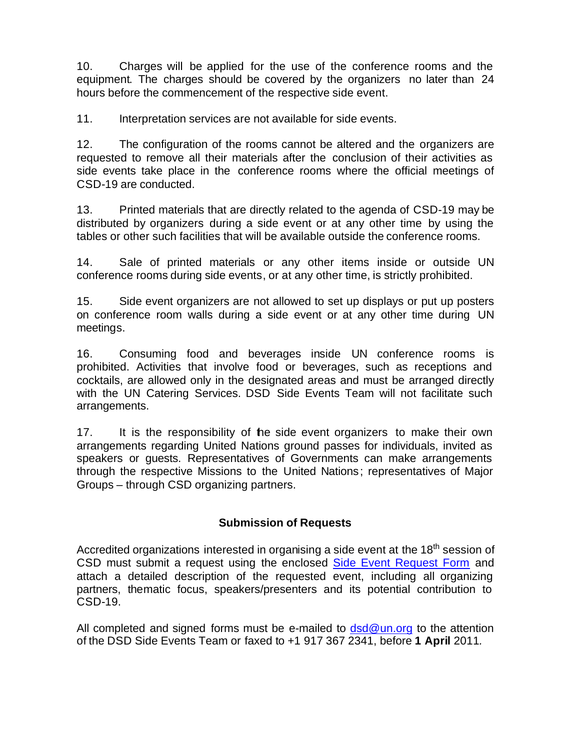10. Charges will be applied for the use of the conference rooms and the equipment. The charges should be covered by the organizers no later than 24 hours before the commencement of the respective side event.

11. Interpretation services are not available for side events.

12. The configuration of the rooms cannot be altered and the organizers are requested to remove all their materials after the conclusion of their activities as side events take place in the conference rooms where the official meetings of CSD-19 are conducted.

13. Printed materials that are directly related to the agenda of CSD-19 may be distributed by organizers during a side event or at any other time by using the tables or other such facilities that will be available outside the conference rooms.

14. Sale of printed materials or any other items inside or outside UN conference rooms during side events, or at any other time, is strictly prohibited.

15. Side event organizers are not allowed to set up displays or put up posters on conference room walls during a side event or at any other time during UN meetings.

16. Consuming food and beverages inside UN conference rooms is prohibited. Activities that involve food or beverages, such as receptions and cocktails, are allowed only in the designated areas and must be arranged directly with the UN Catering Services. DSD Side Events Team will not facilitate such arrangements.

17. It is the responsibility of the side event organizers to make their own arrangements regarding United Nations ground passes for individuals, invited as speakers or guests. Representatives of Governments can make arrangements through the respective Missions to the United Nations; representatives of Major Groups – through CSD organizing partners.

## Submission of Requests

Accredited organizations interested in organising a side event at the 18th session of CSD must submit a request using the enclosed Side Event Request Form and attach a detailed description of the requested event, including all organizing partners, thematic focus, speakers/presenters and its potential contribution to CSD-19.

All completed and signed forms must be e-mailed to dsd@un.org to the attention of the DSD Side Events Team or faxed to +1 917 367 2341, before **1 April** 2011.